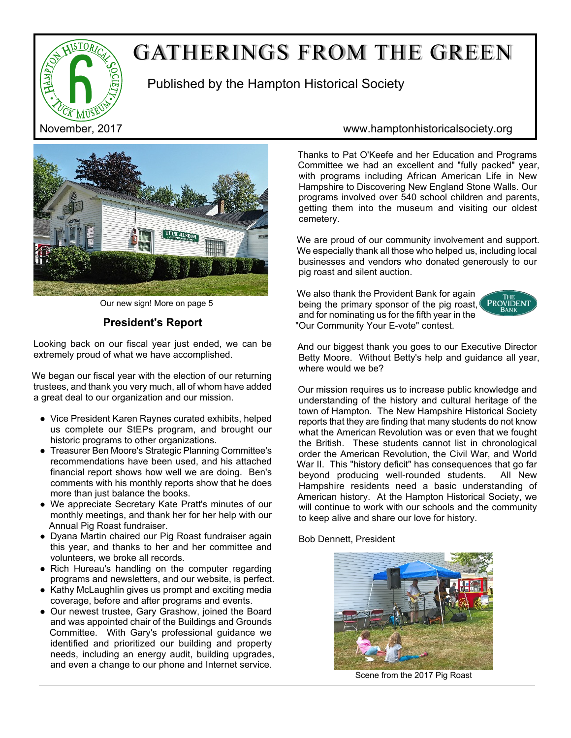# GATHERINGS FROM THE GREEN

Published by the Hampton Historical Society

November, 2017

www.hamptonhistoricalsociety.org

Our new sign! More on page 5

## President's Report

Looking back on our fiscal year just ended, we can be extremely proud of what we have accomplished.

We began our fiscal year with the election of our returning trustees, and thank you very much, all of whom have added a great deal to our organization and our mission.

- Vice President Karen Raynes curated exhibits, helped us complete our StEPs program, and brought our historic programs to other organizations.
- Treasurer Ben Moore's Strategic Planning Committee's recommendations have been used, and his attached financial report shows how well we are doing. Ben's comments with his monthly reports show that he does more than just balance the books.
- We appreciate Secretary Kate Pratt's minutes of our monthly meetings, and thank her for her help with our Annual Pig Roast fundraiser.
- Dyana Martin chaired our Pig Roast fundraiser again this year, and thanks to her and her committee and volunteers, we broke all records.
- Rich Hureau's handling on the computer regarding programs and newsletters, and our website, is perfect.
- Kathy McLaughlin gives us prompt and exciting media coverage, before and after programs and events.
- Our newest trustee, Gary Grashow, joined the Board and was appointed chair of the Buildings and Grounds Committee. With Gary's professional guidance we identified and prioritized our building and property needs, including an energy audit, building upgrades, and even a change to our phone and Internet service.

Thanks to Pat O'Keefe and her Education and Programs Committee we had an excellent and "fully packed" year, with programs including African American Life in New Hampshire to Discovering New England Stone Walls. Our programs involved over 540 school children and parents, getting them into the museum and visiting our oldest cemetery.

We are proud of our community involvement and support. We especially thank all those who helped us, including local businesses and vendors who donated generously to our pig roast and silent auction.

We also thank the Provident Bank for again being the primary sponsor of the pig roast, and for nominating us for the fifth year in the "Our Community Your E-vote" contest.

And our biggest thank you goes to our Executive Director Betty Moore. Without Betty's help and guidance all year, where would we be?

Our mission requires us to increase public knowledge and understanding of the history and cultural heritage of the town of Hampton. The New Hampshire Historical Society reports that they are finding that many students do not know what the American Revolution was or even that we fought the British. These students cannot list in chronological order the American Revolution, the Civil War, and World War II. This "history deficit" has consequences that go far beyond producing well-rounded students. All New Hampshire residents need a basic understanding of American history. At the Hampton Historical Society, we will continue to work with our schools and the community to keep alive and share our love for history.

Bob Dennett, President

Scene from the 2017 Pig Roast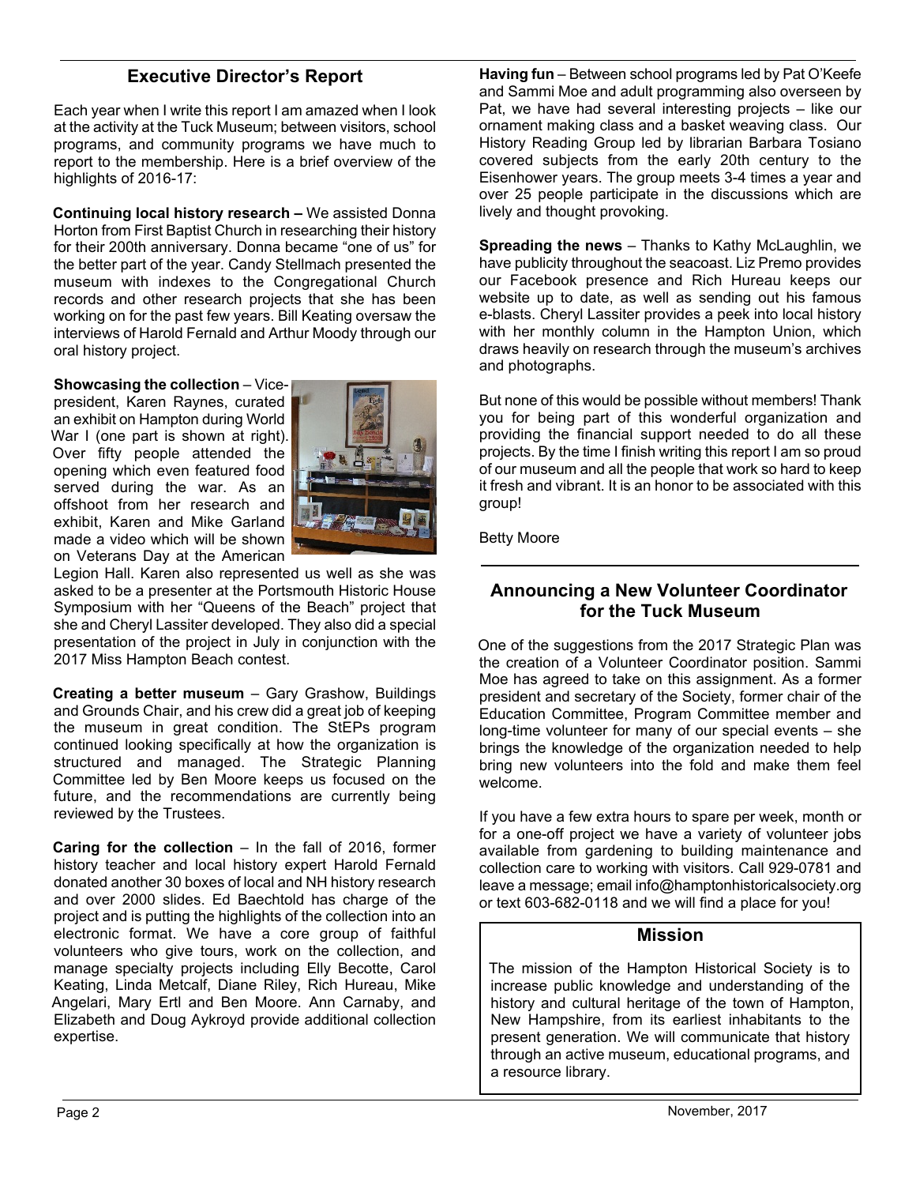## Executive Director's Report

Each year when I write this report I am amazed when I look at the activity at the Tuck Museum; between visitors, school programs, and community programs we have much to report to the membership. Here is a brief overview of the highlights of 2016-17:

**Continuing local history research –** We assisted Donna Horton from First Baptist Church in researching their history for their 200th anniversary. Donna became "one of us" for the better part of the year. Candy Stellmach presented the museum with indexes to the Congregational Church records and other research projects that she has been working on for the past few years. Bill Keating oversaw the interviews of Harold Fernald and Arthur Moody through our oral history project.

**Showcasing the collection** – Vice-president, Karen Raynes, curated an exhibit on Hampton during World War I (one part is shown at right). Over fifty people attended the opening which even featured food served during the war. As an offshoot from her research and exhibit, Karen and Mike Garland made a video which will be shown on Veterans Day at the American Legion Hall. Karen also represented us well as she was asked to be a presenter at the Portsmouth Historic House Symposium with her "Queens of the Beach" project that she and Cheryl Lassiter developed. They also did a special presentation of the project in July in conjunction with the 2017 Miss Hampton Beach contest.

**Creating a better museum** – Gary Grashow, Buildings and Grounds Chair, and his crew did a great job of keeping the museum in great condition. The StEPs program continued looking specifically at how the organization is structured and managed. The Strategic Planning Committee led by Ben Moore keeps us focused on the future, and the recommendations are currently being reviewed by the Trustees.

**Caring for the collection** – In the fall of 2016, former history teacher and local history expert Harold Fernald donated another 30 boxes of local and NH history research and over 2000 slides. Ed Baechtold has charge of the project and is putting the highlights of the collection into an electronic format. We have a core group of faithful volunteers who give tours, work on the collection, and manage specialty projects including Elly Becotte, Carol Keating, Linda Metcalf, Diane Riley, Rich Hureau, Mike Angelari, Mary Ertl and Ben Moore. Ann Carnaby, and Elizabeth and Doug Aykroyd provide additional collection expertise.

**Having fun** – Between school programs led by Pat O'Keefe and Sammi Moe and adult programming also overseen by Pat, we have had several interesting projects – like our ornament making class and a basket weaving class. Our History Reading Group led by librarian Barbara Tosiano covered subjects from the early 20th century to the Eisenhower years. The group meets 3-4 times a year and over 25 people participate in the discussions which are lively and thought provoking.

**Spreading the news** – Thanks to Kathy McLaughlin, we have publicity throughout the seacoast. Liz Premo provides our Facebook presence and Rich Hureau keeps our website up to date, as well as sending out his famous e-blasts. Cheryl Lassiter provides a peek into local history with her monthly column in the Hampton Union, which draws heavily on research through the museum's archives and photographs.

But none of this would be possible without members! Thank you for being part of this wonderful organization and providing the financial support needed to do all these projects. By the time I finish writing this report I am so proud of our museum and all the people that work so hard to keep it fresh and vibrant. It is an honor to be associated with this group!

Betty Moore

## Announcing a New Volunteer Coordinator for the Tuck Museum

One of the suggestions from the 2017 Strategic Plan was the creation of a Volunteer Coordinator position. Sammi Moe has agreed to take on this assignment. As a former president and secretary of the Society, former chair of the Education Committee, Program Committee member and long-time volunteer for many of our special events – she brings the knowledge of the organization needed to help bring new volunteers into the fold and make them feel welcome.

If you have a few extra hours to spare per week, month or for a one-off project we have a variety of volunteer jobs available from gardening to building maintenance and collection care to working with visitors. Call 929-0781 and leave a message; email info@hamptonhistoricalsociety.org or text 603-682-0118 and we will find a place for you!

### Mission

The mission of the Hampton Historical Society is to increase public knowledge and understanding of the history and cultural heritage of the town of Hampton, New Hampshire, from its earliest inhabitants to the present generation. We will communicate that history through an active museum, educational programs, and a resource library.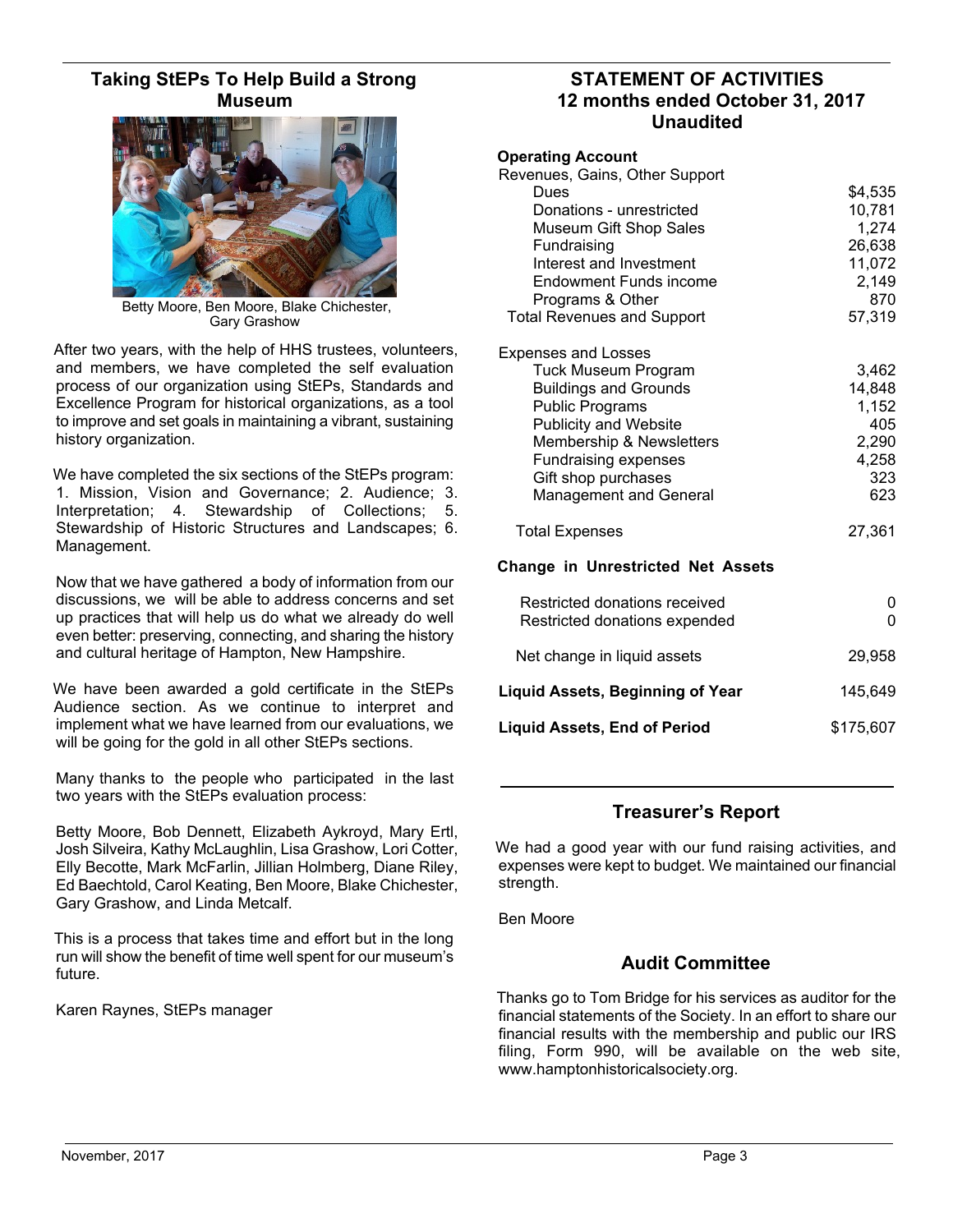## Taking StEPs To Help Build a Strong Museum

Betty Moore, Ben Moore, Blake Chichester, Gary Grashow

After two years, with the help of HHS trustees, volunteers, and members, we have completed the self evaluation process of our organization using StEPs, Standards and Excellence Program for historical organizations, as a tool to improve and set goals in maintaining a vibrant, sustaining history organization.

We have completed the six sections of the StEPs program: 1. Mission, Vision and Governance; 2. Audience; 3. Interpretation; 4. Stewardship of Collections; 5. Stewardship of Historic Structures and Landscapes; 6. Management.

Now that we have gathered a body of information from our discussions, we will be able to address concerns and set up practices that will help us do what we already do well even better: preserving, connecting, and sharing the history and cultural heritage of Hampton, New Hampshire.

We have been awarded a gold certificate in the StEPs Audience section. As we continue to interpret and implement what we have learned from our evaluations, we will be going for the gold in all other StEPs sections.

Many thanks to the people who participated in the last two years with the StEPs evaluation process:

Betty Moore, Bob Dennett, Elizabeth Aykroyd, Mary Ertl, Josh Silveira, Kathy McLaughlin, Lisa Grashow, Lori Cotter, Elly Becotte, Mark McFarlin, Jillian Holmberg, Diane Riley, Ed Baechtold, Carol Keating, Ben Moore, Blake Chichester, Gary Grashow, and Linda Metcalf.

This is a process that takes time and effort but in the long run will show the benefit of time well spent for our museum's future.

Karen Raynes, StEPs manager

## STATEMENT OF ACTIVITIES
## 12 months ended October 31, 2017
## Unaudited

| **Operating Account** | |
|---|---|
| Revenues, Gains, Other Support | |
| Dues | $4,535 |
| Donations - unrestricted | 10,781 |
| Museum Gift Shop Sales | 1,274 |
| Fundraising | 26,638 |
| Interest and Investment | 11,072 |
| Endowment Funds income | 2,149 |
| Programs & Other | 870 |
| Total Revenues and Support | 57,319 |
| | |
| Expenses and Losses | |
| Tuck Museum Program | 3,462 |
| Buildings and Grounds | 14,848 |
| Public Programs | 1,152 |
| Publicity and Website | 405 |
| Membership & Newsletters | 2,290 |
| Fundraising expenses | 4,258 |
| Gift shop purchases | 323 |
| Management and General | 623 |
| | |
| Total Expenses | 27,361 |
| **Change in Unrestricted Net Assets** | |
| Restricted donations received | 0 |
| Restricted donations expended | 0 |
| Net change in liquid assets | 29,958 |
| **Liquid Assets, Beginning of Year** | 145,649 |
| **Liquid Assets, End of Period** | $175,607 |

## Treasurer's Report

We had a good year with our fund raising activities, and expenses were kept to budget. We maintained our financial strength.

Ben Moore

## Audit Committee

Thanks go to Tom Bridge for his services as auditor for the financial statements of the Society. In an effort to share our financial results with the membership and public our IRS filing, Form 990, will be available on the web site, www.hamptonhistoricalsociety.org.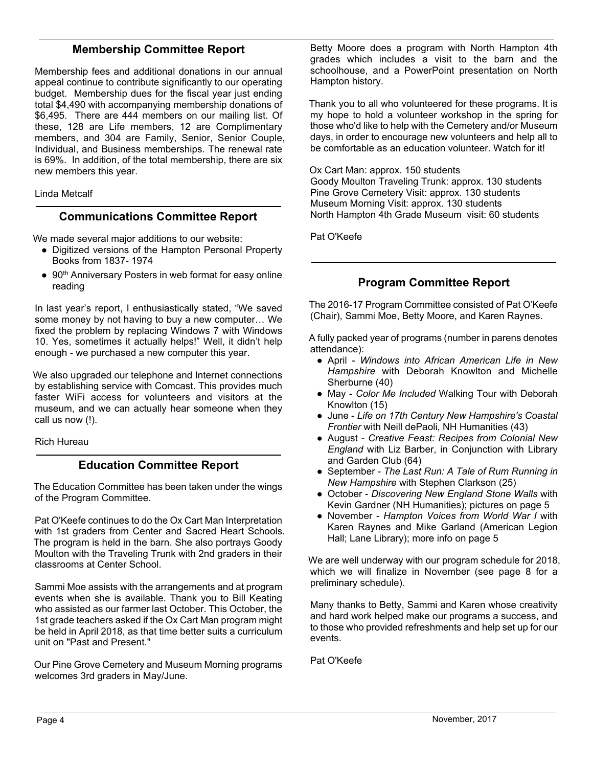## Membership Committee Report

Membership fees and additional donations in our annual appeal continue to contribute significantly to our operating budget. Membership dues for the fiscal year just ending total $4,490 with accompanying membership donations of $6,495. There are 444 members on our mailing list. Of these, 128 are Life members, 12 are Complimentary members, and 304 are Family, Senior, Senior Couple, Individual, and Business memberships. The renewal rate is 69%. In addition, of the total membership, there are six new members this year.

Linda Metcalf

## Communications Committee Report

We made several major additions to our website:

- Digitized versions of the Hampton Personal Property Books from 1837- 1974
- 90th Anniversary Posters in web format for easy online reading

In last year's report, I enthusiastically stated, "We saved some money by not having to buy a new computer… We fixed the problem by replacing Windows 7 with Windows 10. Yes, sometimes it actually helps!" Well, it didn't help enough - we purchased a new computer this year.

We also upgraded our telephone and Internet connections by establishing service with Comcast. This provides much faster WiFi access for volunteers and visitors at the museum, and we can actually hear someone when they call us now (!).

Rich Hureau

## Education Committee Report

The Education Committee has been taken under the wings of the Program Committee.

Pat O'Keefe continues to do the Ox Cart Man Interpretation with 1st graders from Center and Sacred Heart Schools. The program is held in the barn. She also portrays Goody Moulton with the Traveling Trunk with 2nd graders in their classrooms at Center School.

Sammi Moe assists with the arrangements and at program events when she is available. Thank you to Bill Keating who assisted as our farmer last October. This October, the 1st grade teachers asked if the Ox Cart Man program might be held in April 2018, as that time better suits a curriculum unit on "Past and Present."

Our Pine Grove Cemetery and Museum Morning programs welcomes 3rd graders in May/June.

Betty Moore does a program with North Hampton 4th grades which includes a visit to the barn and the schoolhouse, and a PowerPoint presentation on North Hampton history.

Thank you to all who volunteered for these programs. It is my hope to hold a volunteer workshop in the spring for those who'd like to help with the Cemetery and/or Museum days, in order to encourage new volunteers and help all to be comfortable as an education volunteer. Watch for it!

Ox Cart Man: approx. 150 students
Goody Moulton Traveling Trunk: approx. 130 students
Pine Grove Cemetery Visit: approx. 130 students
Museum Morning Visit: approx. 130 students
North Hampton 4th Grade Museum visit: 60 students

Pat O'Keefe

## Program Committee Report

The 2016-17 Program Committee consisted of Pat O'Keefe (Chair), Sammi Moe, Betty Moore, and Karen Raynes.

A fully packed year of programs (number in parens denotes attendance):

- April - *Windows into African American Life in New Hampshire* with Deborah Knowlton and Michelle Sherburne (40)
- May - *Color Me Included* Walking Tour with Deborah Knowlton (15)
- June - *Life on 17th Century New Hampshire's Coastal Frontier* with Neill dePaoli, NH Humanities (43)
- August - *Creative Feast: Recipes from Colonial New England* with Liz Barber, in Conjunction with Library and Garden Club (64)
- September - *The Last Run: A Tale of Rum Running in New Hampshire* with Stephen Clarkson (25)
- October - *Discovering New England Stone Walls* with Kevin Gardner (NH Humanities); pictures on page 5
- November - *Hampton Voices from World War I* with Karen Raynes and Mike Garland (American Legion Hall; Lane Library); more info on page 5

We are well underway with our program schedule for 2018, which we will finalize in November (see page 8 for a preliminary schedule).

Many thanks to Betty, Sammi and Karen whose creativity and hard work helped make our programs a success, and to those who provided refreshments and help set up for our events.

Pat O'Keefe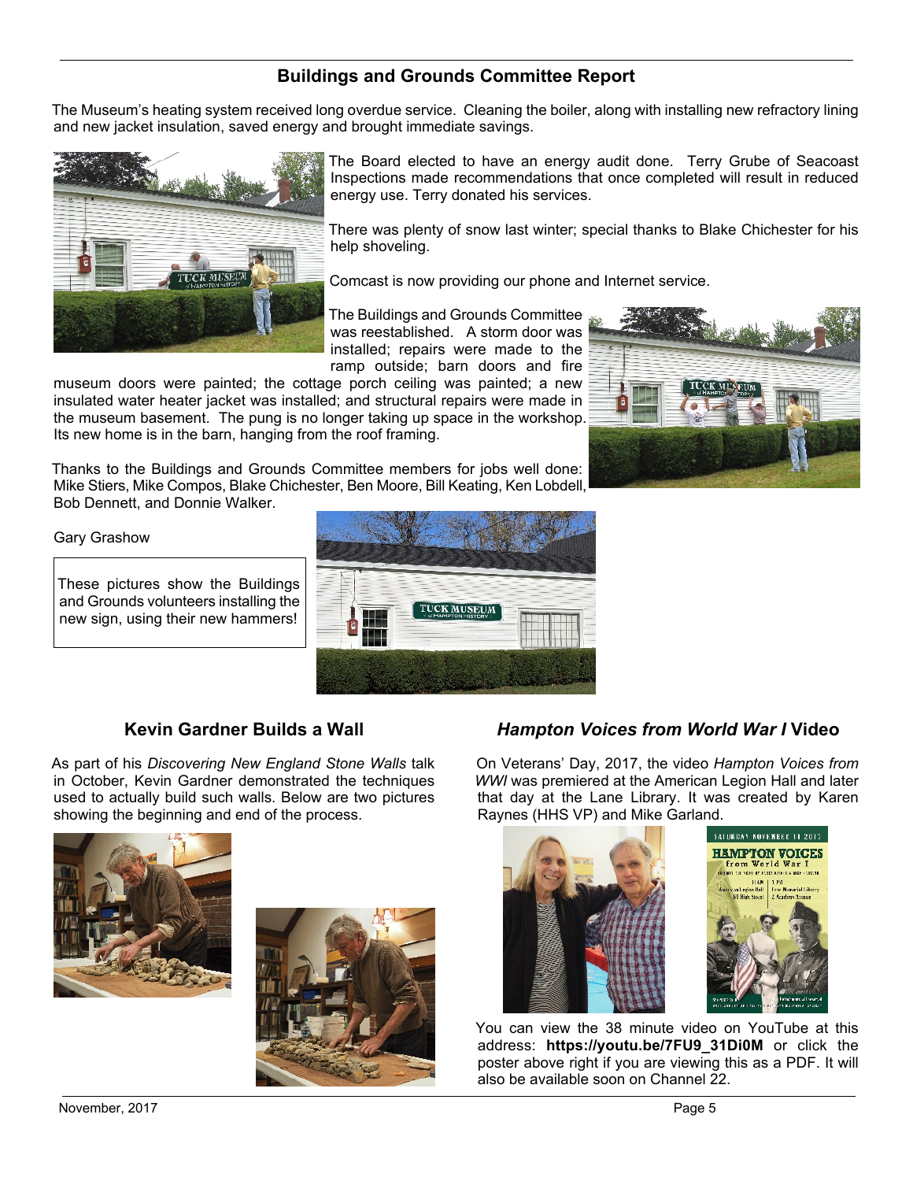## Buildings and Grounds Committee Report

The Museum's heating system received long overdue service. Cleaning the boiler, along with installing new refractory lining and new jacket insulation, saved energy and brought immediate savings.

The Board elected to have an energy audit done. Terry Grube of Seacoast Inspections made recommendations that once completed will result in reduced energy use. Terry donated his services.

There was plenty of snow last winter; special thanks to Blake Chichester for his help shoveling.

Comcast is now providing our phone and Internet service.

The Buildings and Grounds Committee was reestablished. A storm door was installed; repairs were made to the ramp outside; barn doors and fire museum doors were painted; the cottage porch ceiling was painted; a new insulated water heater jacket was installed; and structural repairs were made in the museum basement. The pung is no longer taking up space in the workshop. Its new home is in the barn, hanging from the roof framing.

Thanks to the Buildings and Grounds Committee members for jobs well done: Mike Stiers, Mike Compos, Blake Chichester, Ben Moore, Bill Keating, Ken Lobdell, Bob Dennett, and Donnie Walker.

Gary Grashow

These pictures show the Buildings and Grounds volunteers installing the new sign, using their new hammers!

## Kevin Gardner Builds a Wall

As part of his *Discovering New England Stone Walls* talk in October, Kevin Gardner demonstrated the techniques used to actually build such walls. Below are two pictures showing the beginning and end of the process.

## *Hampton Voices from World War I* Video

On Veterans' Day, 2017, the video *Hampton Voices from WWI* was premiered at the American Legion Hall and later that day at the Lane Library. It was created by Karen Raynes (HHS VP) and Mike Garland.

You can view the 38 minute video on YouTube at this address: **https://youtu.be/7FU9_31Di0M** or click the poster above right if you are viewing this as a PDF. It will also be available soon on Channel 22.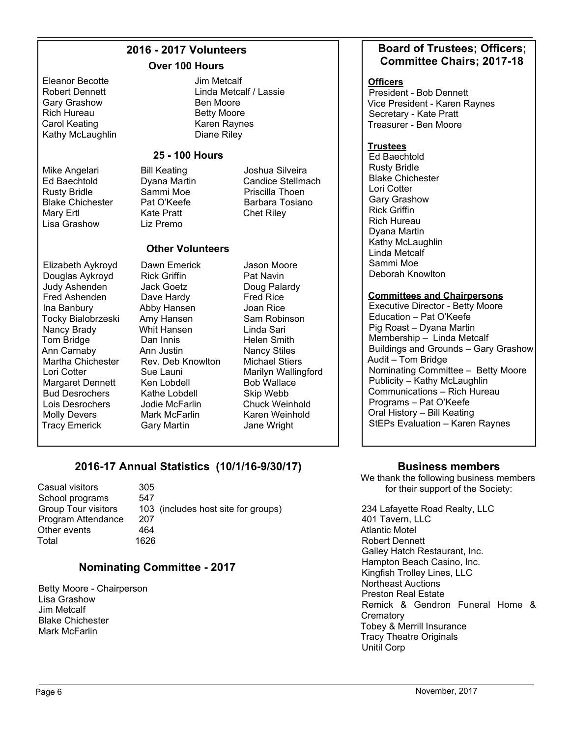## 2016 - 2017 Volunteers

### Over 100 Hours

Eleanor Becotte
Robert Dennett
Gary Grashow
Rich Hureau
Carol Keating
Kathy McLaughlin
Jim Metcalf
Linda Metcalf / Lassie
Ben Moore
Betty Moore
Karen Raynes
Diane Riley

### 25 - 100 Hours

Mike Angelari
Ed Baechtold
Rusty Bridle
Blake Chichester
Mary Ertl
Lisa Grashow
Bill Keating
Dyana Martin
Sammi Moe
Pat O'Keefe
Kate Pratt
Liz Premo
Joshua Silveira
Candice Stellmach
Priscilla Thoen
Barbara Tosiano
Chet Riley

### Other Volunteers

Elizabeth Aykroyd
Douglas Aykroyd
Judy Ashenden
Fred Ashenden
Ina Banbury
Tocky Bialobrzeski
Nancy Brady
Tom Bridge
Ann Carnaby
Martha Chichester
Lori Cotter
Margaret Dennett
Bud Desrochers
Lois Desrochers
Molly Devers
Tracy Emerick
Dawn Emerick
Rick Griffin
Jack Goetz
Dave Hardy
Abby Hansen
Amy Hansen
Whit Hansen
Dan Innis
Ann Justin
Rev. Deb Knowlton
Sue Launi
Ken Lobdell
Kathe Lobdell
Jodie McFarlin
Mark McFarlin
Gary Martin
Jason Moore
Pat Navin
Doug Palardy
Fred Rice
Joan Rice
Sam Robinson
Linda Sari
Helen Smith
Nancy Stiles
Michael Stiers
Marilyn Wallingford
Bob Wallace
Skip Webb
Chuck Weinhold
Karen Weinhold
Jane Wright

## 2016-17 Annual Statistics (10/1/16-9/30/17)

| | |
|---|---|
| Casual visitors | 305 |
| School programs | 547 |
| Group Tour visitors | 103 (includes host site for groups) |
| Program Attendance | 207 |
| Other events | 464 |
| Total | 1626 |

## Nominating Committee - 2017

Betty Moore - Chairperson
Lisa Grashow
Jim Metcalf
Blake Chichester
Mark McFarlin

## Board of Trustees; Officers; Committee Chairs; 2017-18

**Officers**

President - Bob Dennett
Vice President - Karen Raynes
Secretary - Kate Pratt
Treasurer - Ben Moore

**Trustees**

Ed Baechtold
Rusty Bridle
Blake Chichester
Lori Cotter
Gary Grashow
Rick Griffin
Rich Hureau
Dyana Martin
Kathy McLaughlin
Linda Metcalf
Sammi Moe
Deborah Knowlton

**Committees and Chairpersons**

Executive Director - Betty Moore
Education – Pat O'Keefe
Pig Roast – Dyana Martin
Membership – Linda Metcalf
Buildings and Grounds – Gary Grashow
Audit – Tom Bridge
Nominating Committee – Betty Moore
Publicity – Kathy McLaughlin
Communications – Rich Hureau
Programs – Pat O'Keefe
Oral History – Bill Keating
StEPs Evaluation – Karen Raynes

## Business members

We thank the following business members for their support of the Society:

234 Lafayette Road Realty, LLC
401 Tavern, LLC
Atlantic Motel
Robert Dennett
Galley Hatch Restaurant, Inc.
Hampton Beach Casino, Inc.
Kingfish Trolley Lines, LLC
Northeast Auctions
Preston Real Estate
Remick & Gendron Funeral Home & Crematory
Tobey & Merrill Insurance
Tracy Theatre Originals
Unitil Corp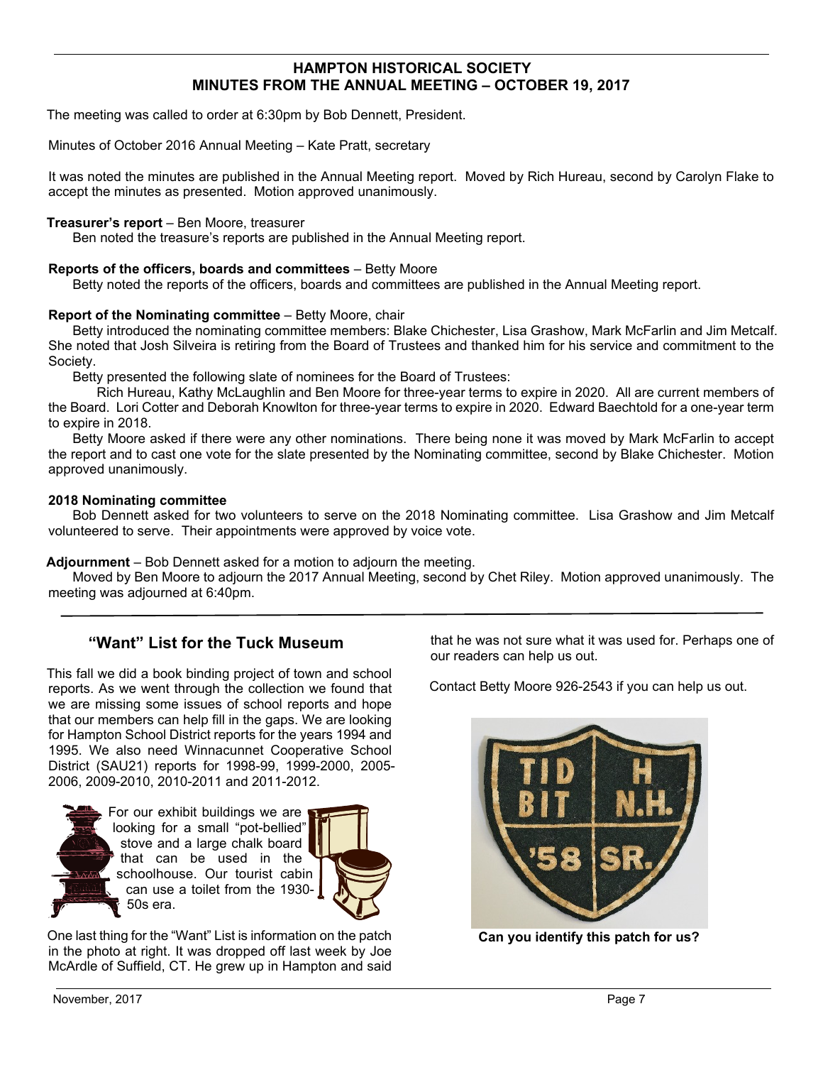## HAMPTON HISTORICAL SOCIETY
## MINUTES FROM THE ANNUAL MEETING – OCTOBER 19, 2017

The meeting was called to order at 6:30pm by Bob Dennett, President.

Minutes of October 2016 Annual Meeting – Kate Pratt, secretary

It was noted the minutes are published in the Annual Meeting report. Moved by Rich Hureau, second by Carolyn Flake to accept the minutes as presented. Motion approved unanimously.

**Treasurer's report** – Ben Moore, treasurer

Ben noted the treasure's reports are published in the Annual Meeting report.

**Reports of the officers, boards and committees** – Betty Moore

Betty noted the reports of the officers, boards and committees are published in the Annual Meeting report.

**Report of the Nominating committee** – Betty Moore, chair

Betty introduced the nominating committee members: Blake Chichester, Lisa Grashow, Mark McFarlin and Jim Metcalf. She noted that Josh Silveira is retiring from the Board of Trustees and thanked him for his service and commitment to the Society.

Betty presented the following slate of nominees for the Board of Trustees:

Rich Hureau, Kathy McLaughlin and Ben Moore for three-year terms to expire in 2020. All are current members of the Board. Lori Cotter and Deborah Knowlton for three-year terms to expire in 2020. Edward Baechtold for a one-year term to expire in 2018.

Betty Moore asked if there were any other nominations. There being none it was moved by Mark McFarlin to accept the report and to cast one vote for the slate presented by the Nominating committee, second by Blake Chichester. Motion approved unanimously.

**2018 Nominating committee**

Bob Dennett asked for two volunteers to serve on the 2018 Nominating committee. Lisa Grashow and Jim Metcalf volunteered to serve. Their appointments were approved by voice vote.

**Adjournment** – Bob Dennett asked for a motion to adjourn the meeting.

Moved by Ben Moore to adjourn the 2017 Annual Meeting, second by Chet Riley. Motion approved unanimously. The meeting was adjourned at 6:40pm.

---

## "Want" List for the Tuck Museum

This fall we did a book binding project of town and school reports. As we went through the collection we found that we are missing some issues of school reports and hope that our members can help fill in the gaps. We are looking for Hampton School District reports for the years 1994 and 1995. We also need Winnacunnet Cooperative School District (SAU21) reports for 1998-99, 1999-2000, 2005-2006, 2009-2010, 2010-2011 and 2011-2012.

For our exhibit buildings we are looking for a small "pot-bellied" stove and a large chalk board that can be used in the schoolhouse. Our tourist cabin can use a toilet from the 1930-50s era.

One last thing for the "Want" List is information on the patch in the photo at right. It was dropped off last week by Joe McArdle of Suffield, CT. He grew up in Hampton and said that he was not sure what it was used for. Perhaps one of our readers can help us out.

Contact Betty Moore 926-2543 if you can help us out.

**Can you identify this patch for us?**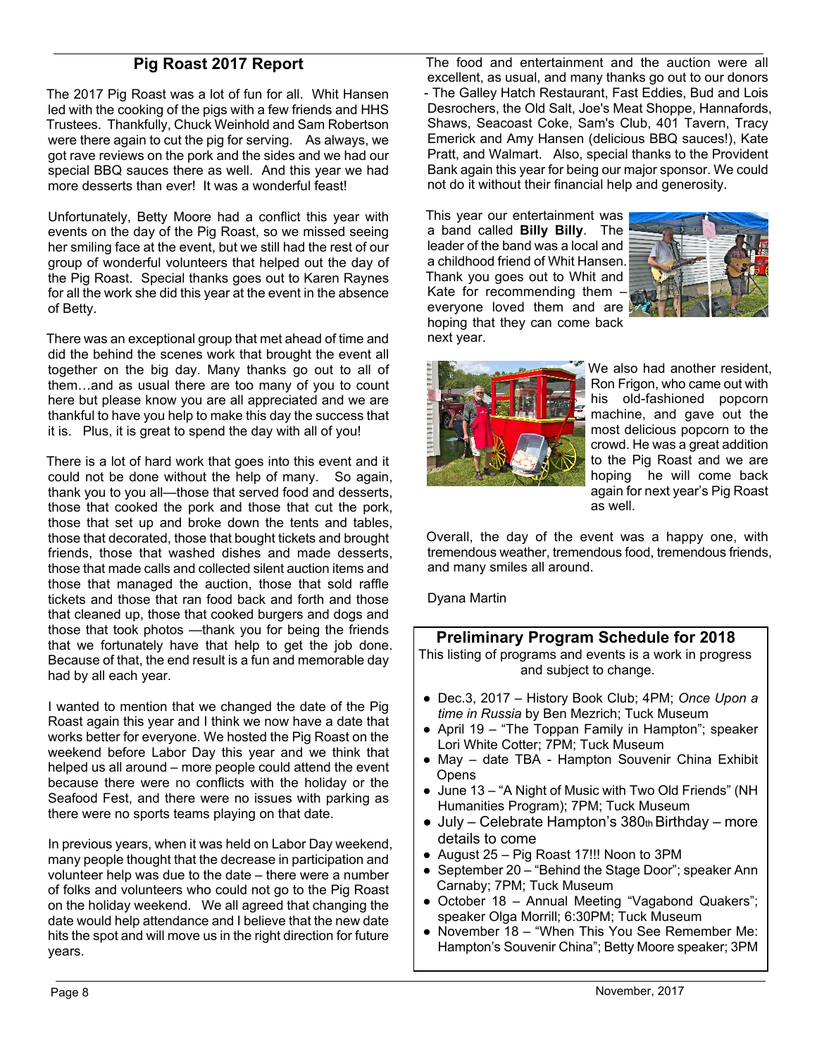## Pig Roast 2017 Report

The 2017 Pig Roast was a lot of fun for all. Whit Hansen led with the cooking of the pigs with a few friends and HHS Trustees. Thankfully, Chuck Weinhold and Sam Robertson were there again to cut the pig for serving. As always, we got rave reviews on the pork and the sides and we had our special BBQ sauces there as well. And this year we had more desserts than ever! It was a wonderful feast!

Unfortunately, Betty Moore had a conflict this year with events on the day of the Pig Roast, so we missed seeing her smiling face at the event, but we still had the rest of our group of wonderful volunteers that helped out the day of the Pig Roast. Special thanks goes out to Karen Raynes for all the work she did this year at the event in the absence of Betty.

There was an exceptional group that met ahead of time and did the behind the scenes work that brought the event all together on the big day. Many thanks go out to all of them…and as usual there are too many of you to count here but please know you are all appreciated and we are thankful to have you help to make this day the success that it is. Plus, it is great to spend the day with all of you!

There is a lot of hard work that goes into this event and it could not be done without the help of many. So again, thank you to you all—those that served food and desserts, those that cooked the pork and those that cut the pork, those that set up and broke down the tents and tables, those that decorated, those that bought tickets and brought friends, those that washed dishes and made desserts, those that made calls and collected silent auction items and those that managed the auction, those that sold raffle tickets and those that ran food back and forth and those that cleaned up, those that cooked burgers and dogs and those that took photos —thank you for being the friends that we fortunately have that help to get the job done. Because of that, the end result is a fun and memorable day had by all each year.

I wanted to mention that we changed the date of the Pig Roast again this year and I think we now have a date that works better for everyone. We hosted the Pig Roast on the weekend before Labor Day this year and we think that helped us all around – more people could attend the event because there were no conflicts with the holiday or the Seafood Fest, and there were no issues with parking as there were no sports teams playing on that date.

In previous years, when it was held on Labor Day weekend, many people thought that the decrease in participation and volunteer help was due to the date – there were a number of folks and volunteers who could not go to the Pig Roast on the holiday weekend. We all agreed that changing the date would help attendance and I believe that the new date hits the spot and will move us in the right direction for future years.

The food and entertainment and the auction were all excellent, as usual, and many thanks go out to our donors - The Galley Hatch Restaurant, Fast Eddies, Bud and Lois Desrochers, the Old Salt, Joe's Meat Shoppe, Hannafords, Shaws, Seacoast Coke, Sam's Club, 401 Tavern, Tracy Emerick and Amy Hansen (delicious BBQ sauces!), Kate Pratt, and Walmart. Also, special thanks to the Provident Bank again this year for being our major sponsor. We could not do it without their financial help and generosity.

This year our entertainment was a band called **Billy Billy**. The leader of the band was a local and a childhood friend of Whit Hansen. Thank you goes out to Whit and Kate for recommending them – everyone loved them and are hoping that they can come back next year.

We also had another resident, Ron Frigon, who came out with his old-fashioned popcorn machine, and gave out the most delicious popcorn to the crowd. He was a great addition to the Pig Roast and we are hoping he will come back again for next year's Pig Roast as well.

Overall, the day of the event was a happy one, with tremendous weather, tremendous food, tremendous friends, and many smiles all around.

Dyana Martin

## Preliminary Program Schedule for 2018

This listing of programs and events is a work in progress and subject to change.

- Dec.3, 2017 – History Book Club; 4PM; *Once Upon a time in Russia* by Ben Mezrich; Tuck Museum
- April 19 – "The Toppan Family in Hampton"; speaker Lori White Cotter; 7PM; Tuck Museum
- May – date TBA - Hampton Souvenir China Exhibit Opens
- June 13 – "A Night of Music with Two Old Friends" (NH Humanities Program); 7PM; Tuck Museum
- July – Celebrate Hampton's 380th Birthday – more details to come
- August 25 – Pig Roast 17!!! Noon to 3PM
- September 20 – "Behind the Stage Door"; speaker Ann Carnaby; 7PM; Tuck Museum
- October 18 – Annual Meeting "Vagabond Quakers"; speaker Olga Morrill; 6:30PM; Tuck Museum
- November 18 – "When This You See Remember Me: Hampton's Souvenir China"; Betty Moore speaker; 3PM